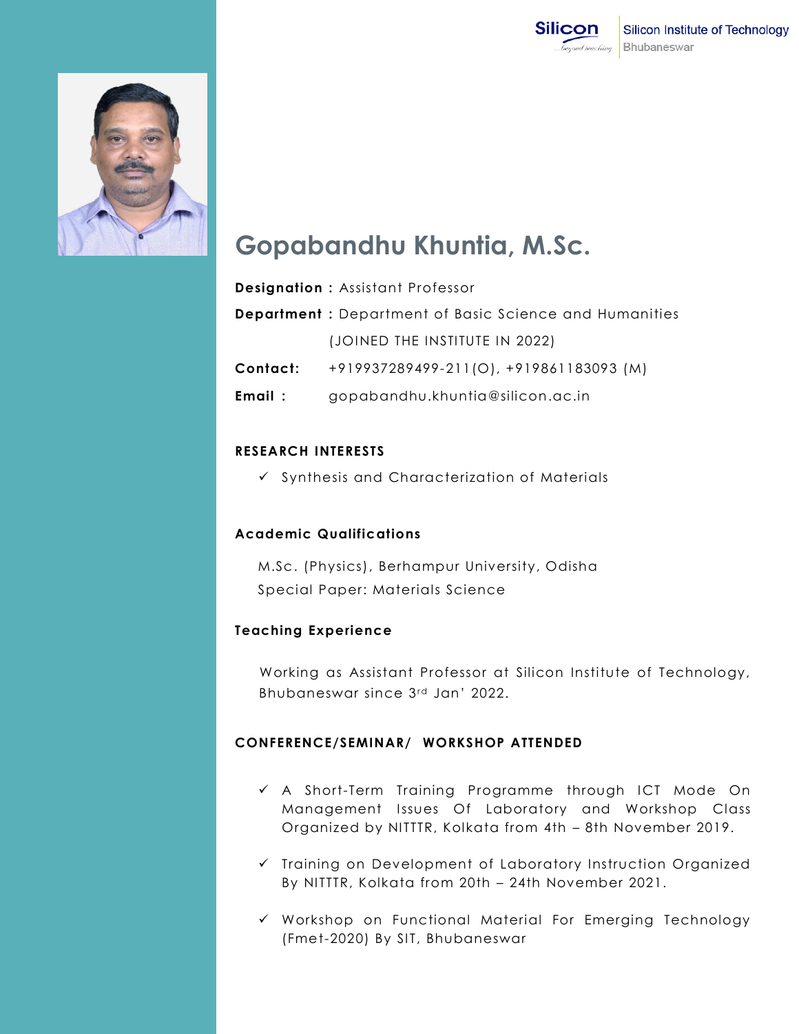Silicon Institute of Technology
Bhubaneswar

# Gopabandhu Khuntia, M.Sc.

**Designation :** Assistant Professor

**Department :** Department of Basic Science and Humanities

(JOINED THE INSTITUTE IN 2022)

**Contact:** +919937289499-211(O), +919861183093 (M)

**Email :** gopabandhu.khuntia@silicon.ac.in

## RESEARCH INTERESTS

- ✓ Synthesis and Characterization of Materials

## Academic Qualifications

M.Sc. (Physics), Berhampur University, Odisha

Special Paper: Materials Science

## Teaching Experience

Working as Assistant Professor at Silicon Institute of Technology, Bhubaneswar since 3rd Jan' 2022.

## CONFERENCE/SEMINAR/ WORKSHOP ATTENDED

- ✓ A Short-Term Training Programme through ICT Mode On Management Issues Of Laboratory and Workshop Class Organized by NITTTR, Kolkata from 4th – 8th November 2019.
- ✓ Training on Development of Laboratory Instruction Organized By NITTTR, Kolkata from 20th – 24th November 2021.
- ✓ Workshop on Functional Material For Emerging Technology (Fmet-2020) By SIT, Bhubaneswar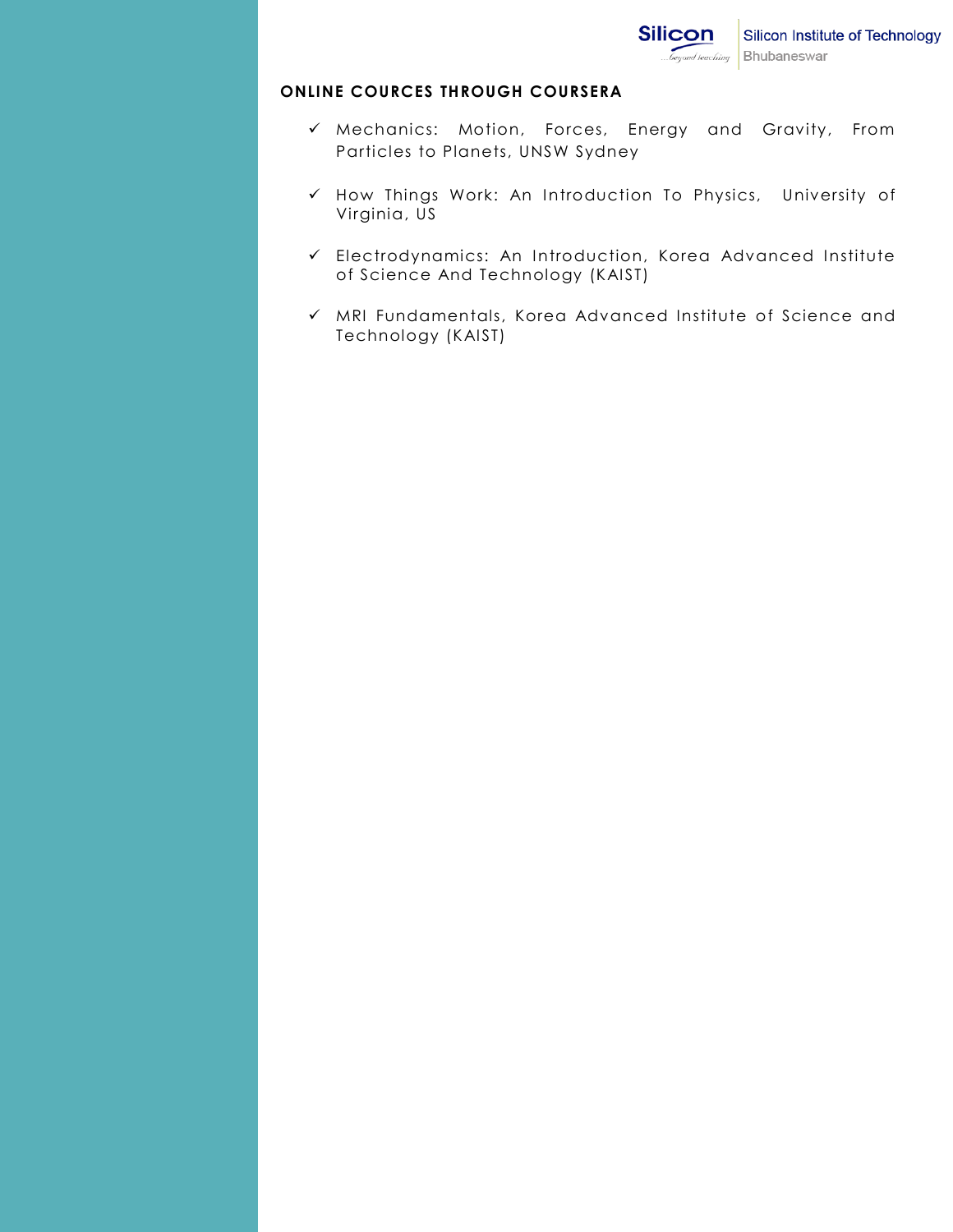## ONLINE COURCES THROUGH COURSERA

- ✓ Mechanics: Motion, Forces, Energy and Gravity, From Particles to Planets, UNSW Sydney
- ✓ How Things Work: An Introduction To Physics, University of Virginia, US
- ✓ Electrodynamics: An Introduction, Korea Advanced Institute of Science And Technology (KAIST)
- ✓ MRI Fundamentals, Korea Advanced Institute of Science and Technology (KAIST)